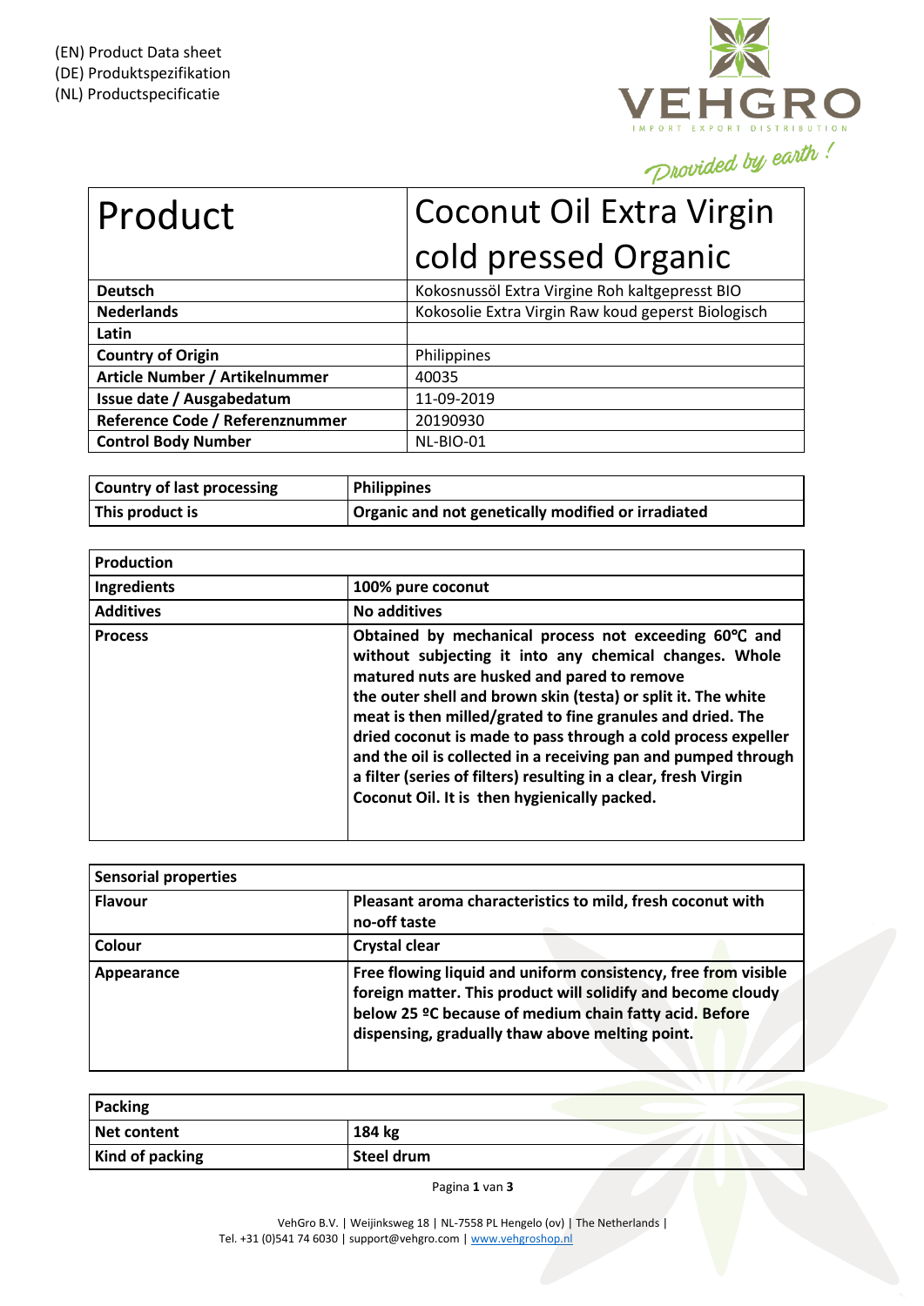(EN) Product Data sheet
(DE) Produktspezifikation
(NL) Productspecificatie

VEHGRO
IMPORT EXPORT DISTRIBUTION
*Provided by earth !*

| Product | Coconut Oil Extra Virgin cold pressed Organic |
|---|---|
| **Deutsch** | Kokosnussöl Extra Virgine Roh kaltgepresst BIO |
| **Nederlands** | Kokosolie Extra Virgin Raw koud geperst Biologisch |
| **Latin** | |
| **Country of Origin** | Philippines |
| **Article Number / Artikelnummer** | 40035 |
| **Issue date / Ausgabedatum** | 11-09-2019 |
| **Reference Code / Referenznummer** | 20190930 |
| **Control Body Number** | NL-BIO-01 |

| Country of last processing | Philippines |
|---|---|
| **This product is** | **Organic and not genetically modified or irradiated** |

| Production | |
|---|---|
| **Ingredients** | **100% pure coconut** |
| **Additives** | **No additives** |
| **Process** | **Obtained by mechanical process not exceeding 60℃ and without subjecting it into any chemical changes. Whole matured nuts are husked and pared to remove the outer shell and brown skin (testa) or split it. The white meat is then milled/grated to fine granules and dried. The dried coconut is made to pass through a cold process expeller and the oil is collected in a receiving pan and pumped through a filter (series of filters) resulting in a clear, fresh Virgin Coconut Oil. It is then hygienically packed.** |

| Sensorial properties | |
|---|---|
| **Flavour** | **Pleasant aroma characteristics to mild, fresh coconut with no-off taste** |
| **Colour** | **Crystal clear** |
| **Appearance** | **Free flowing liquid and uniform consistency, free from visible foreign matter. This product will solidify and become cloudy below 25 ºC because of medium chain fatty acid. Before dispensing, gradually thaw above melting point.** |

| Packing | |
|---|---|
| **Net content** | **184 kg** |
| **Kind of packing** | **Steel drum** |

VehGro B.V. | Weijinksweg 18 | NL-7558 PL Hengelo (ov) | The Netherlands |
Tel. +31 (0)541 74 6030 | support@vehgro.com | www.vehgroshop.nl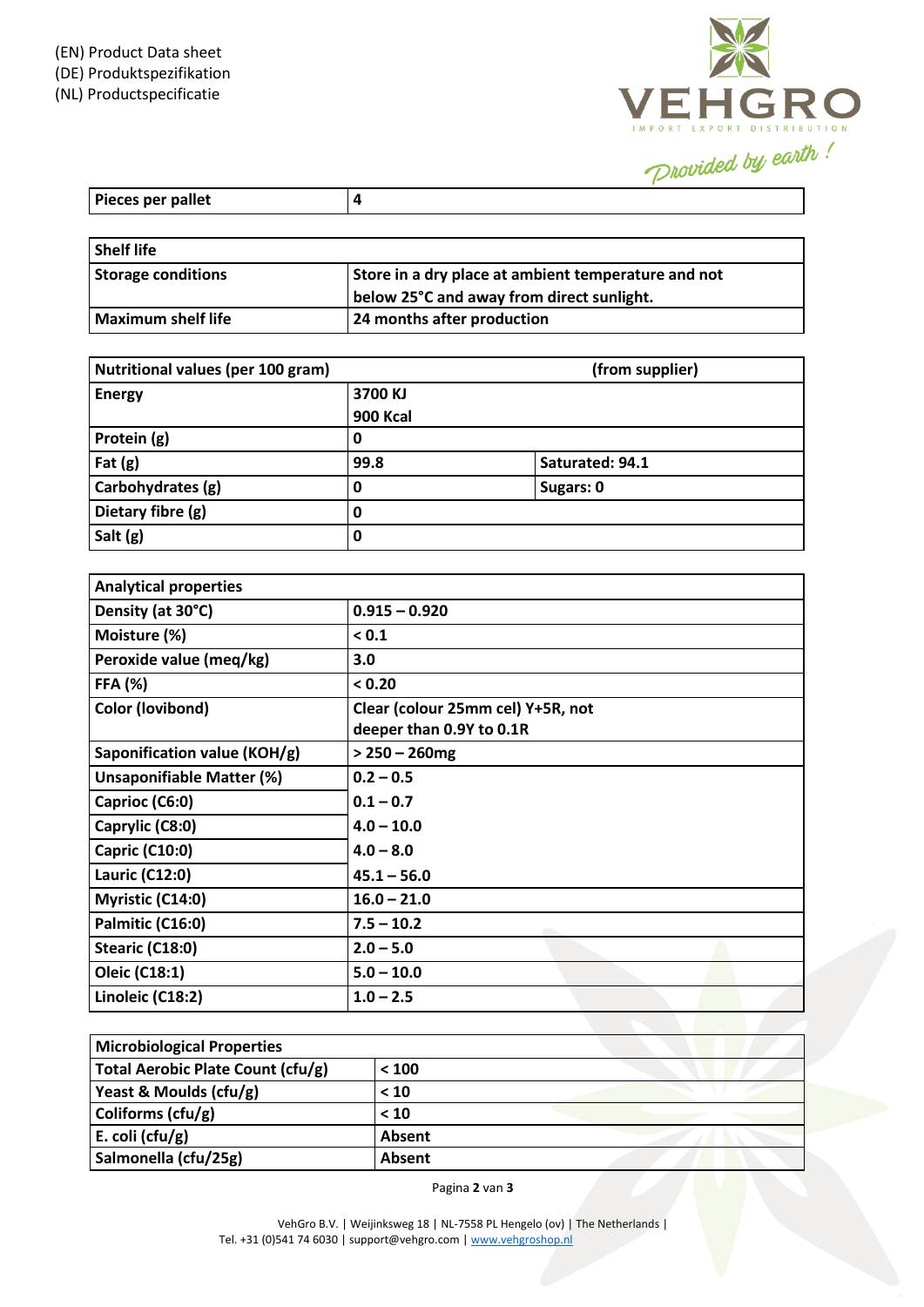(EN) Product Data sheet
(DE) Produktspezifikation
(NL) Productspecificatie

| Pieces per pallet | 4 |
|---|---|

| Shelf life | |
|---|---|
| Storage conditions | Store in a dry place at ambient temperature and not below 25°C and away from direct sunlight. |
| Maximum shelf life | 24 months after production |

| Nutritional values (per 100 gram) | (from supplier) | |
|---|---|---|
| Energy | 3700 KJ<br>900 Kcal | |
| Protein (g) | 0 | |
| Fat (g) | 99.8 | Saturated: 94.1 |
| Carbohydrates (g) | 0 | Sugars: 0 |
| Dietary fibre (g) | 0 | |
| Salt (g) | 0 | |

| Analytical properties | |
|---|---|
| Density (at 30°C) | 0.915 – 0.920 |
| Moisture (%) | < 0.1 |
| Peroxide value (meq/kg) | 3.0 |
| FFA (%) | < 0.20 |
| Color (lovibond) | Clear (colour 25mm cel) Y+5R, not deeper than 0.9Y to 0.1R |
| Saponification value (KOH/g) | > 250 – 260mg |
| Unsaponifiable Matter (%) | 0.2 – 0.5 |
| Caprioc (C6:0) | 0.1 – 0.7 |
| Caprylic (C8:0) | 4.0 – 10.0 |
| Capric (C10:0) | 4.0 – 8.0 |
| Lauric (C12:0) | 45.1 – 56.0 |
| Myristic (C14:0) | 16.0 – 21.0 |
| Palmitic (C16:0) | 7.5 – 10.2 |
| Stearic (C18:0) | 2.0 – 5.0 |
| Oleic (C18:1) | 5.0 – 10.0 |
| Linoleic (C18:2) | 1.0 – 2.5 |

| Microbiological Properties | |
|---|---|
| Total Aerobic Plate Count (cfu/g) | < 100 |
| Yeast & Moulds (cfu/g) | < 10 |
| Coliforms (cfu/g) | < 10 |
| E. coli (cfu/g) | Absent |
| Salmonella (cfu/25g) | Absent |

VehGro B.V. | Weijinksweg 18 | NL-7558 PL Hengelo (ov) | The Netherlands |
Tel. +31 (0)541 74 6030 | support@vehgro.com | www.vehgroshop.nl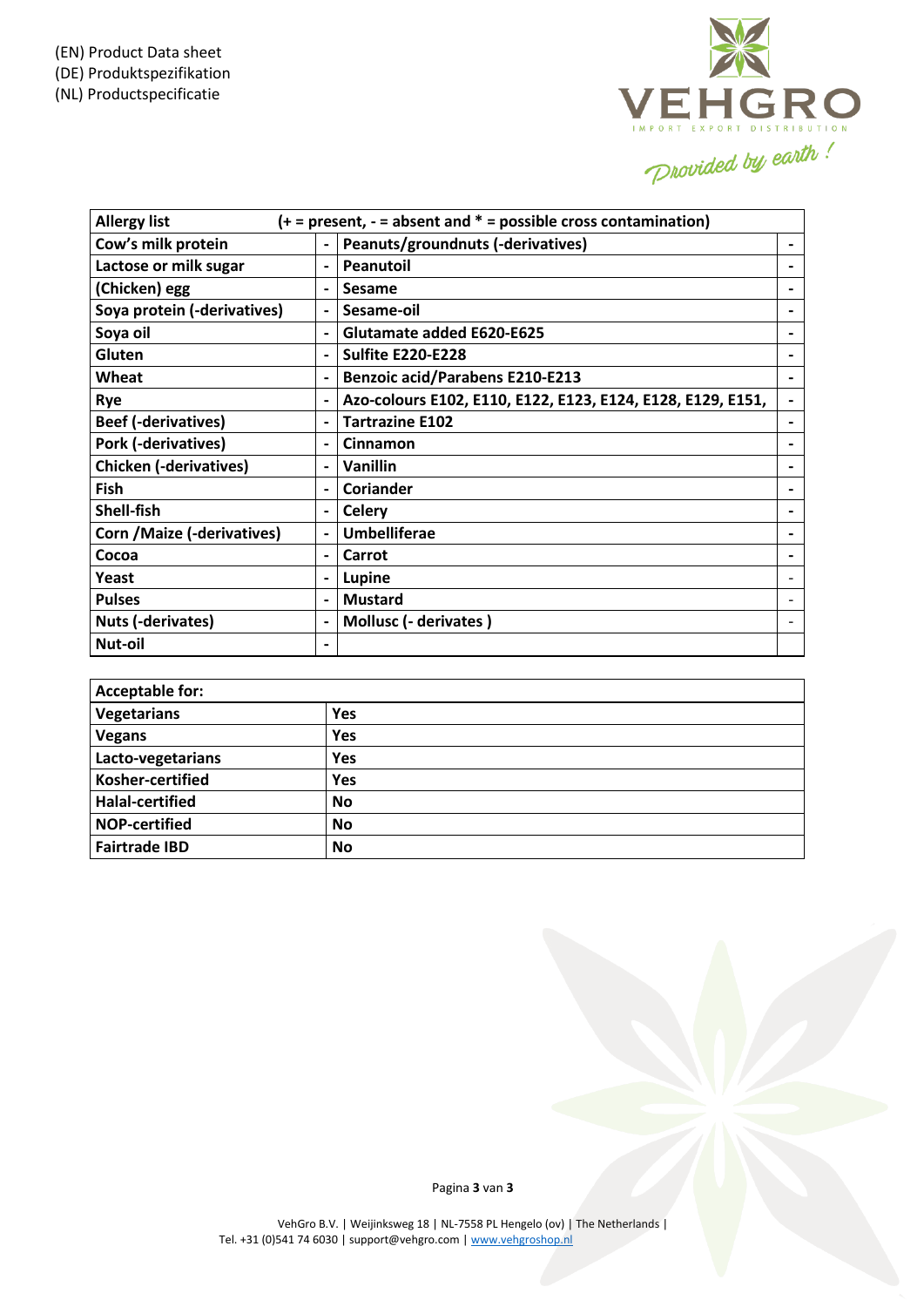(EN) Product Data sheet
(DE) Produktspezifikation
(NL) Productspecificatie

VEHGRO
IMPORT EXPORT DISTRIBUTION
Provided by earth !

| Allergy list (+ = present, - = absent and * = possible cross contamination) | | | |
|---|---|---|---|
| **Cow's milk protein** | - | **Peanuts/groundnuts (-derivatives)** | - |
| **Lactose or milk sugar** | - | **Peanutoil** | - |
| **(Chicken) egg** | - | **Sesame** | - |
| **Soya protein (-derivatives)** | - | **Sesame-oil** | - |
| **Soya oil** | - | **Glutamate added E620-E625** | - |
| **Gluten** | - | **Sulfite E220-E228** | - |
| **Wheat** | - | **Benzoic acid/Parabens E210-E213** | - |
| **Rye** | - | **Azo-colours E102, E110, E122, E123, E124, E128, E129, E151,** | - |
| **Beef (-derivatives)** | - | **Tartrazine E102** | - |
| **Pork (-derivatives)** | - | **Cinnamon** | - |
| **Chicken (-derivatives)** | - | **Vanillin** | - |
| **Fish** | - | **Coriander** | - |
| **Shell-fish** | - | **Celery** | - |
| **Corn /Maize (-derivatives)** | - | **Umbelliferae** | - |
| **Cocoa** | - | **Carrot** | - |
| **Yeast** | - | **Lupine** | - |
| **Pulses** | - | **Mustard** | - |
| **Nuts (-derivates)** | - | **Mollusc (- derivates )** | - |
| **Nut-oil** | - | | |

| Acceptable for: | |
|---|---|
| **Vegetarians** | **Yes** |
| **Vegans** | **Yes** |
| **Lacto-vegetarians** | **Yes** |
| **Kosher-certified** | **Yes** |
| **Halal-certified** | **No** |
| **NOP-certified** | **No** |
| **Fairtrade IBD** | **No** |

VehGro B.V. | Weijinksweg 18 | NL-7558 PL Hengelo (ov) | The Netherlands |
Tel. +31 (0)541 74 6030 | support@vehgro.com | www.vehgroshop.nl